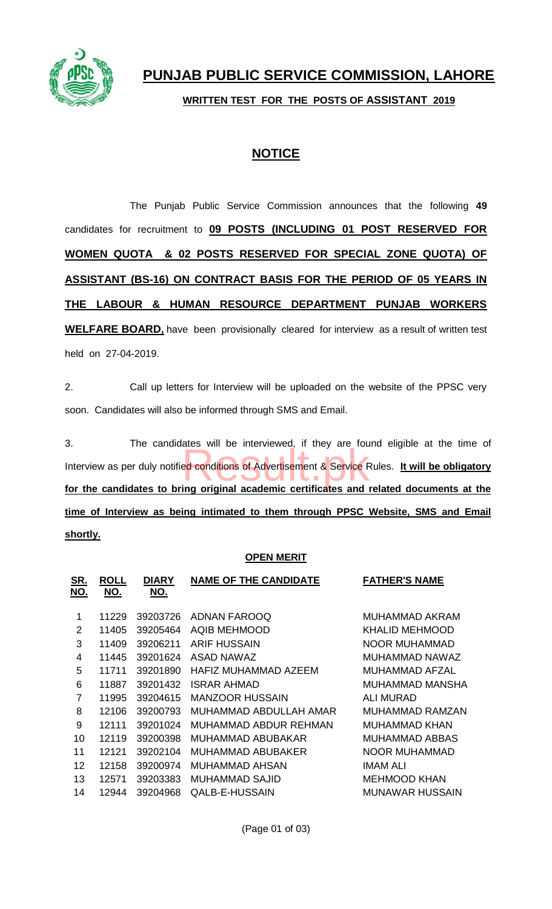# PUNJAB PUBLIC SERVICE COMMISSION, LAHORE

**WRITTEN TEST FOR THE POSTS OF ASSISTANT 2019**

## NOTICE

The Punjab Public Service Commission announces that the following **49** candidates for recruitment to **09 POSTS (INCLUDING 01 POST RESERVED FOR WOMEN QUOTA & 02 POSTS RESERVED FOR SPECIAL ZONE QUOTA) OF ASSISTANT (BS-16) ON CONTRACT BASIS FOR THE PERIOD OF 05 YEARS IN THE LABOUR & HUMAN RESOURCE DEPARTMENT PUNJAB WORKERS WELFARE BOARD,** have been provisionally cleared for interview as a result of written test held on 27-04-2019.

2. Call up letters for Interview will be uploaded on the website of the PPSC very soon. Candidates will also be informed through SMS and Email.

3. The candidates will be interviewed, if they are found eligible at the time of Interview as per duly notified conditions of Advertisement & Service Rules. **It will be obligatory for the candidates to bring original academic certificates and related documents at the time of Interview as being intimated to them through PPSC Website, SMS and Email shortly.**

**OPEN MERIT**

| SR. NO. | ROLL NO. | DIARY NO. | NAME OF THE CANDIDATE | FATHER'S NAME |
|---|---|---|---|---|
| 1 | 11229 | 39203726 | ADNAN FAROOQ | MUHAMMAD AKRAM |
| 2 | 11405 | 39205464 | AQIB MEHMOOD | KHALID MEHMOOD |
| 3 | 11409 | 39206211 | ARIF HUSSAIN | NOOR MUHAMMAD |
| 4 | 11445 | 39201624 | ASAD NAWAZ | MUHAMMAD NAWAZ |
| 5 | 11711 | 39201890 | HAFIZ MUHAMMAD AZEEM | MUHAMMAD AFZAL |
| 6 | 11887 | 39201432 | ISRAR AHMAD | MUHAMMAD MANSHA |
| 7 | 11995 | 39204615 | MANZOOR HUSSAIN | ALI MURAD |
| 8 | 12106 | 39200793 | MUHAMMAD ABDULLAH AMAR | MUHAMMAD RAMZAN |
| 9 | 12111 | 39201024 | MUHAMMAD ABDUR REHMAN | MUHAMMAD KHAN |
| 10 | 12119 | 39200398 | MUHAMMAD ABUBAKAR | MUHAMMAD ABBAS |
| 11 | 12121 | 39202104 | MUHAMMAD ABUBAKER | NOOR MUHAMMAD |
| 12 | 12158 | 39200974 | MUHAMMAD AHSAN | IMAM ALI |
| 13 | 12571 | 39203383 | MUHAMMAD SAJID | MEHMOOD KHAN |
| 14 | 12944 | 39204968 | QALB-E-HUSSAIN | MUNAWAR HUSSAIN |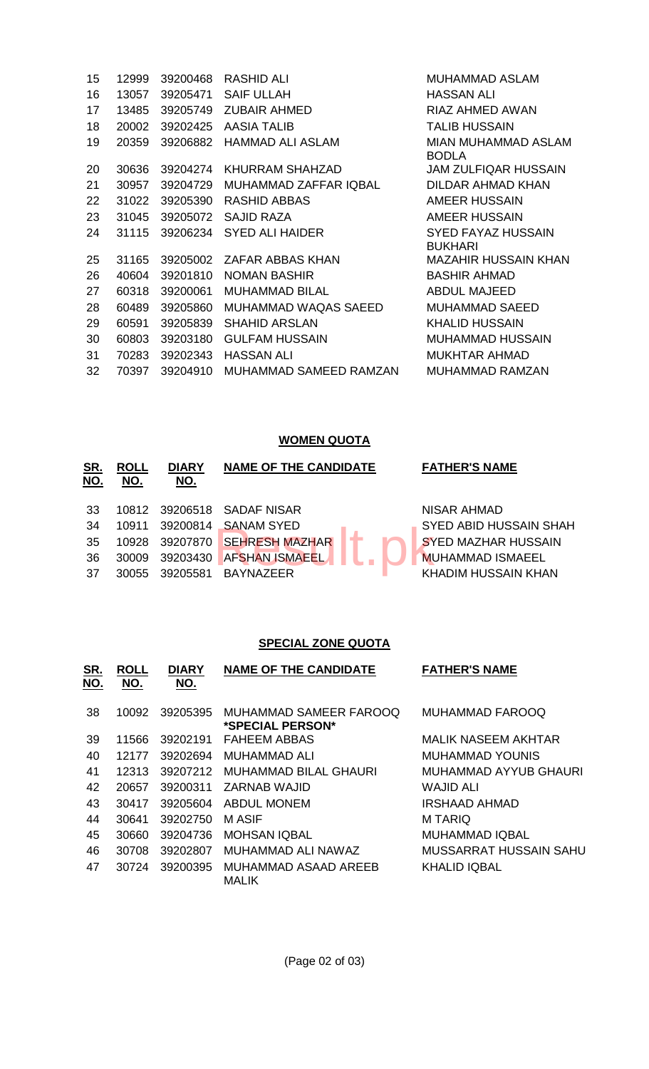| | | | | |
|---|---|---|---|---|
| 15 | 12999 | 39200468 | RASHID ALI | MUHAMMAD ASLAM |
| 16 | 13057 | 39205471 | SAIF ULLAH | HASSAN ALI |
| 17 | 13485 | 39205749 | ZUBAIR AHMED | RIAZ AHMED AWAN |
| 18 | 20002 | 39202425 | AASIA TALIB | TALIB HUSSAIN |
| 19 | 20359 | 39206882 | HAMMAD ALI ASLAM | MIAN MUHAMMAD ASLAM BODLA |
| 20 | 30636 | 39204274 | KHURRAM SHAHZAD | JAM ZULFIQAR HUSSAIN |
| 21 | 30957 | 39204729 | MUHAMMAD ZAFFAR IQBAL | DILDAR AHMAD KHAN |
| 22 | 31022 | 39205390 | RASHID ABBAS | AMEER HUSSAIN |
| 23 | 31045 | 39205072 | SAJID RAZA | AMEER HUSSAIN |
| 24 | 31115 | 39206234 | SYED ALI HAIDER | SYED FAYAZ HUSSAIN BUKHARI |
| 25 | 31165 | 39205002 | ZAFAR ABBAS KHAN | MAZAHIR HUSSAIN KHAN |
| 26 | 40604 | 39201810 | NOMAN BASHIR | BASHIR AHMAD |
| 27 | 60318 | 39200061 | MUHAMMAD BILAL | ABDUL MAJEED |
| 28 | 60489 | 39205860 | MUHAMMAD WAQAS SAEED | MUHAMMAD SAEED |
| 29 | 60591 | 39205839 | SHAHID ARSLAN | KHALID HUSSAIN |
| 30 | 60803 | 39203180 | GULFAM HUSSAIN | MUHAMMAD HUSSAIN |
| 31 | 70283 | 39202343 | HASSAN ALI | MUKHTAR AHMAD |
| 32 | 70397 | 39204910 | MUHAMMAD SAMEED RAMZAN | MUHAMMAD RAMZAN |

**WOMEN QUOTA**

| SR. NO. | ROLL NO. | DIARY NO. | NAME OF THE CANDIDATE | FATHER'S NAME |
|---|---|---|---|---|
| 33 | 10812 | 39206518 | SADAF NISAR | NISAR AHMAD |
| 34 | 10911 | 39200814 | SANAM SYED | SYED ABID HUSSAIN SHAH |
| 35 | 10928 | 39207870 | SEHRESH MAZHAR | SYED MAZHAR HUSSAIN |
| 36 | 30009 | 39203430 | AFSHAN ISMAEEL | MUHAMMAD ISMAEEL |
| 37 | 30055 | 39205581 | BAYNAZEER | KHADIM HUSSAIN KHAN |

**SPECIAL ZONE QUOTA**

| SR. NO. | ROLL NO. | DIARY NO. | NAME OF THE CANDIDATE | FATHER'S NAME |
|---|---|---|---|---|
| 38 | 10092 | 39205395 | MUHAMMAD SAMEER FAROOQ **\*SPECIAL PERSON\*** | MUHAMMAD FAROOQ |
| 39 | 11566 | 39202191 | FAHEEM ABBAS | MALIK NASEEM AKHTAR |
| 40 | 12177 | 39202694 | MUHAMMAD ALI | MUHAMMAD YOUNIS |
| 41 | 12313 | 39207212 | MUHAMMAD BILAL GHAURI | MUHAMMAD AYYUB GHAURI |
| 42 | 20657 | 39200311 | ZARNAB WAJID | WAJID ALI |
| 43 | 30417 | 39205604 | ABDUL MONEM | IRSHAAD AHMAD |
| 44 | 30641 | 39202750 | M ASIF | M TARIQ |
| 45 | 30660 | 39204736 | MOHSAN IQBAL | MUHAMMAD IQBAL |
| 46 | 30708 | 39202807 | MUHAMMAD ALI NAWAZ | MUSSARRAT HUSSAIN SAHU |
| 47 | 30724 | 39200395 | MUHAMMAD ASAAD AREEB MALIK | KHALID IQBAL |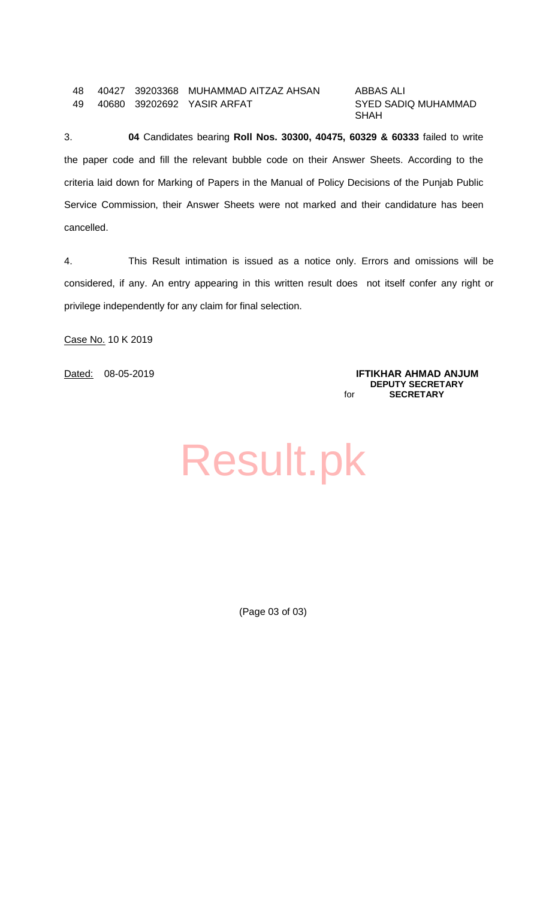| | | | | |
|---|---|---|---|---|
| 48 | 40427 | 39203368 | MUHAMMAD AITZAZ AHSAN | ABBAS ALI |
| 49 | 40680 | 39202692 | YASIR ARFAT | SYED SADIQ MUHAMMAD SHAH |

3. **04** Candidates bearing **Roll Nos. 30300, 40475, 60329 & 60333** failed to write the paper code and fill the relevant bubble code on their Answer Sheets. According to the criteria laid down for Marking of Papers in the Manual of Policy Decisions of the Punjab Public Service Commission, their Answer Sheets were not marked and their candidature has been cancelled.

4. This Result intimation is issued as a notice only. Errors and omissions will be considered, if any. An entry appearing in this written result does not itself confer any right or privilege independently for any claim for final selection.

Case No. 10 K 2019

Dated: 08-05-2019

**IFTIKHAR AHMAD ANJUM**
**DEPUTY SECRETARY**
for **SECRETARY**

Result.pk